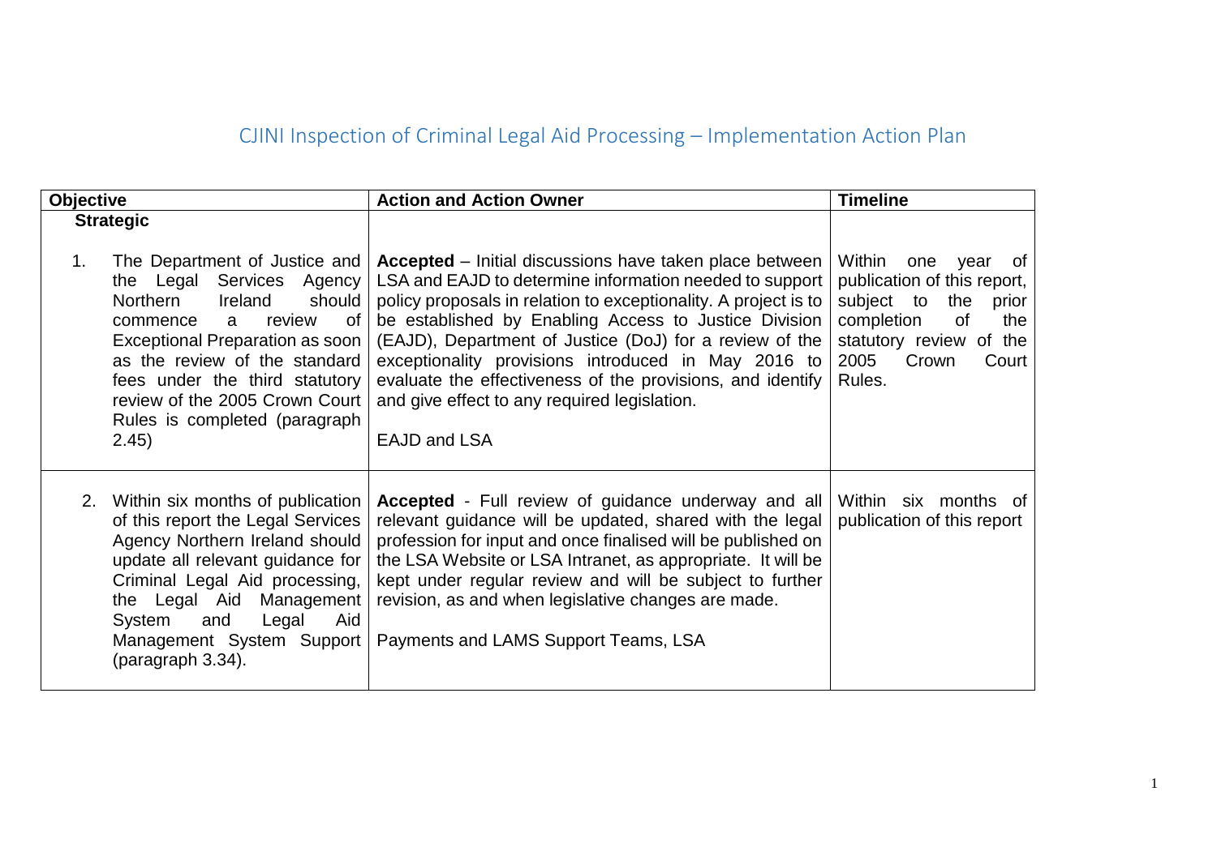# CJINI Inspection of Criminal Legal Aid Processing – Implementation Action Plan

| Objective | Action and Action Owner | Timeline |
| --- | --- | --- |
| **Strategic** | | |
| 1. The Department of Justice and the Legal Services Agency Northern Ireland should commence a review of Exceptional Preparation as soon as the review of the standard fees under the third statutory review of the 2005 Crown Court Rules is completed (paragraph 2.45) | **Accepted** – Initial discussions have taken place between LSA and EAJD to determine information needed to support policy proposals in relation to exceptionality. A project is to be established by Enabling Access to Justice Division (EAJD), Department of Justice (DoJ) for a review of the exceptionality provisions introduced in May 2016 to evaluate the effectiveness of the provisions, and identify and give effect to any required legislation.<br><br>EAJD and LSA | Within one year of publication of this report, subject to the prior completion of the statutory review of the 2005 Crown Court Rules. |
| 2. Within six months of publication of this report the Legal Services Agency Northern Ireland should update all relevant guidance for Criminal Legal Aid processing, the Legal Aid Management System and Legal Aid Management System Support (paragraph 3.34). | **Accepted** - Full review of guidance underway and all relevant guidance will be updated, shared with the legal profession for input and once finalised will be published on the LSA Website or LSA Intranet, as appropriate. It will be kept under regular review and will be subject to further revision, as and when legislative changes are made.<br><br>Payments and LAMS Support Teams, LSA | Within six months of publication of this report |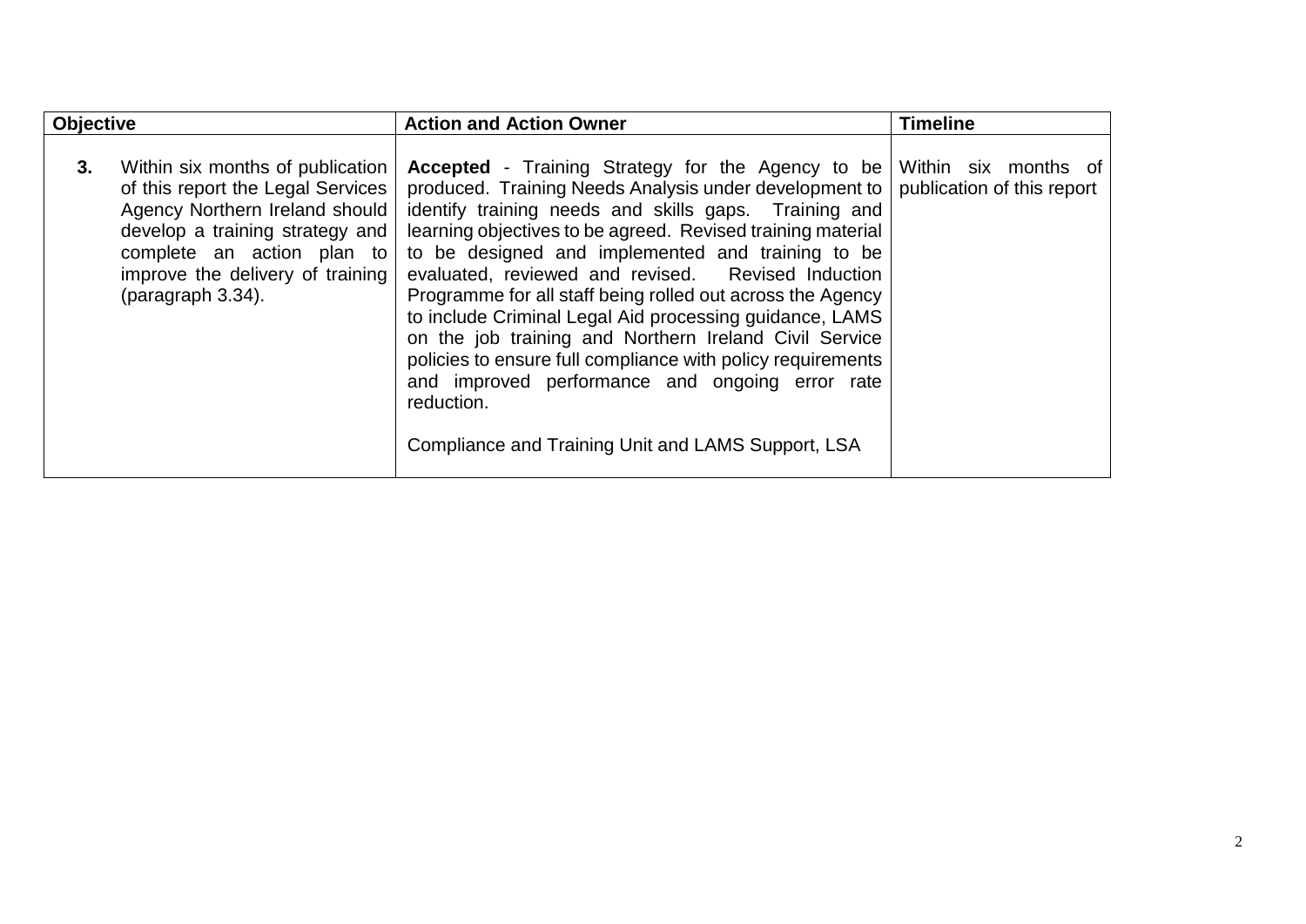| Objective | Action and Action Owner | Timeline |
|---|---|---|
| **3.** Within six months of publication of this report the Legal Services Agency Northern Ireland should develop a training strategy and complete an action plan to improve the delivery of training (paragraph 3.34). | **Accepted** - Training Strategy for the Agency to be produced. Training Needs Analysis under development to identify training needs and skills gaps. Training and learning objectives to be agreed. Revised training material to be designed and implemented and training to be evaluated, reviewed and revised. Revised Induction Programme for all staff being rolled out across the Agency to include Criminal Legal Aid processing guidance, LAMS on the job training and Northern Ireland Civil Service policies to ensure full compliance with policy requirements and improved performance and ongoing error rate reduction.<br><br>Compliance and Training Unit and LAMS Support, LSA | Within six months of publication of this report |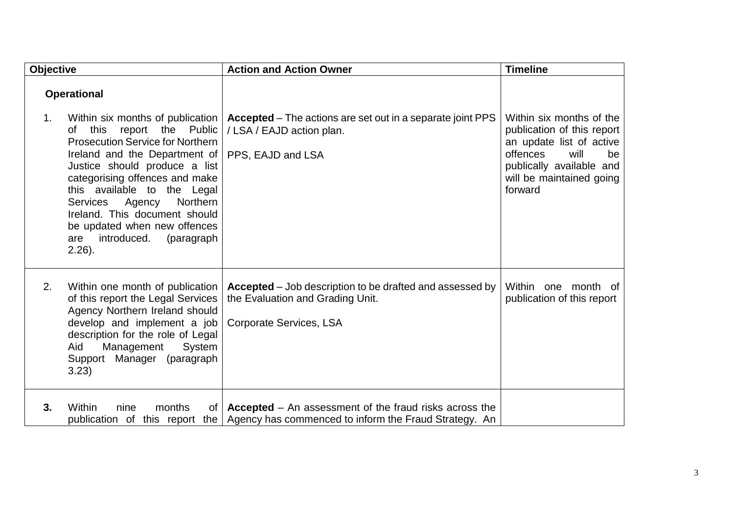| Objective | Action and Action Owner | Timeline |
|---|---|---|
| **Operational** | | |
| 1. Within six months of publication of this report the Public Prosecution Service for Northern Ireland and the Department of Justice should produce a list categorising offences and make this available to the Legal Services Agency Northern Ireland. This document should be updated when new offences are introduced. (paragraph 2.26). | **Accepted** – The actions are set out in a separate joint PPS / LSA / EAJD action plan.<br><br>PPS, EAJD and LSA | Within six months of the publication of this report an update list of active offences will be publically available and will be maintained going forward |
| 2. Within one month of publication of this report the Legal Services Agency Northern Ireland should develop and implement a job description for the role of Legal Aid Management System Support Manager (paragraph 3.23) | **Accepted** – Job description to be drafted and assessed by the Evaluation and Grading Unit.<br><br>Corporate Services, LSA | Within one month of publication of this report |
| **3.** Within nine months of publication of this report the | **Accepted** – An assessment of the fraud risks across the Agency has commenced to inform the Fraud Strategy. An | |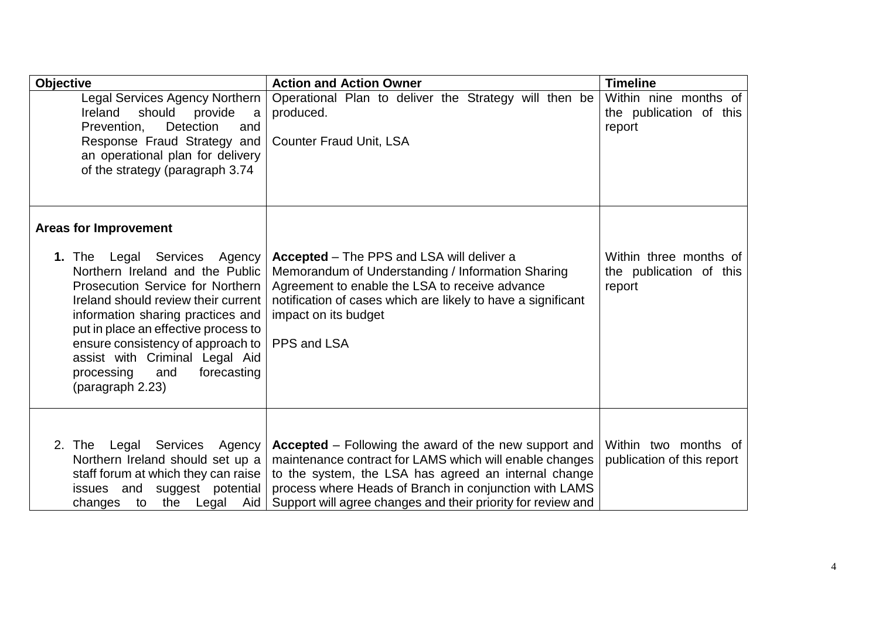| Objective | Action and Action Owner | Timeline |
|---|---|---|
| Legal Services Agency Northern Ireland should provide a Prevention, Detection and Response Fraud Strategy and an operational plan for delivery of the strategy (paragraph 3.74 | Operational Plan to deliver the Strategy will then be produced.<br><br>Counter Fraud Unit, LSA | Within nine months of the publication of this report |
| **Areas for Improvement**<br><br>**1.** The Legal Services Agency Northern Ireland and the Public Prosecution Service for Northern Ireland should review their current information sharing practices and put in place an effective process to ensure consistency of approach to assist with Criminal Legal Aid processing and forecasting (paragraph 2.23) | **Accepted** – The PPS and LSA will deliver a Memorandum of Understanding / Information Sharing Agreement to enable the LSA to receive advance notification of cases which are likely to have a significant impact on its budget<br><br>PPS and LSA | Within three months of the publication of this report |
| 2. The Legal Services Agency Northern Ireland should set up a staff forum at which they can raise issues and suggest potential changes to the Legal Aid | **Accepted** – Following the award of the new support and maintenance contract for LAMS which will enable changes to the system, the LSA has agreed an internal change process where Heads of Branch in conjunction with LAMS Support will agree changes and their priority for review and | Within two months of publication of this report |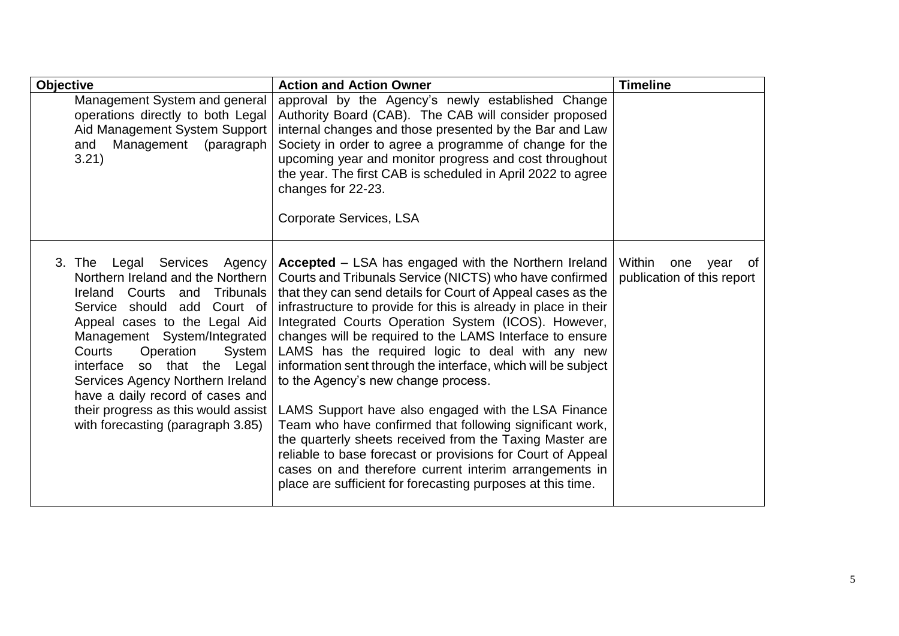| Objective | Action and Action Owner | Timeline |
|---|---|---|
| Management System and general operations directly to both Legal Aid Management System Support and Management (paragraph 3.21) | approval by the Agency's newly established Change Authority Board (CAB). The CAB will consider proposed internal changes and those presented by the Bar and Law Society in order to agree a programme of change for the upcoming year and monitor progress and cost throughout the year. The first CAB is scheduled in April 2022 to agree changes for 22-23.<br><br>Corporate Services, LSA | |
| 3. The Legal Services Agency Northern Ireland and the Northern Ireland Courts and Tribunals Service should add Court of Appeal cases to the Legal Aid Management System/Integrated Courts Operation System interface so that the Legal Services Agency Northern Ireland have a daily record of cases and their progress as this would assist with forecasting (paragraph 3.85) | **Accepted** – LSA has engaged with the Northern Ireland Courts and Tribunals Service (NICTS) who have confirmed that they can send details for Court of Appeal cases as the infrastructure to provide for this is already in place in their Integrated Courts Operation System (ICOS). However, changes will be required to the LAMS Interface to ensure LAMS has the required logic to deal with any new information sent through the interface, which will be subject to the Agency's new change process.<br><br>LAMS Support have also engaged with the LSA Finance Team who have confirmed that following significant work, the quarterly sheets received from the Taxing Master are reliable to base forecast or provisions for Court of Appeal cases on and therefore current interim arrangements in place are sufficient for forecasting purposes at this time. | Within one year of publication of this report |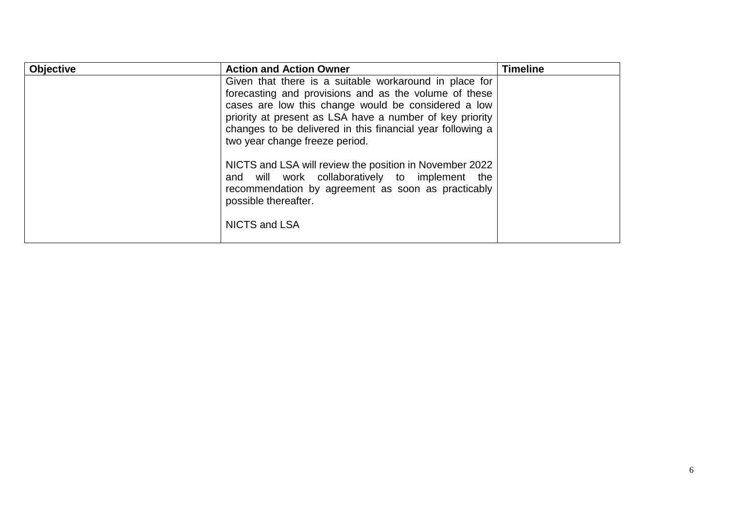| Objective | Action and Action Owner | Timeline |
|---|---|---|
| | Given that there is a suitable workaround in place for forecasting and provisions and as the volume of these cases are low this change would be considered a low priority at present as LSA have a number of key priority changes to be delivered in this financial year following a two year change freeze period.<br><br>NICTS and LSA will review the position in November 2022 and will work collaboratively to implement the recommendation by agreement as soon as practicably possible thereafter.<br><br>NICTS and LSA | |